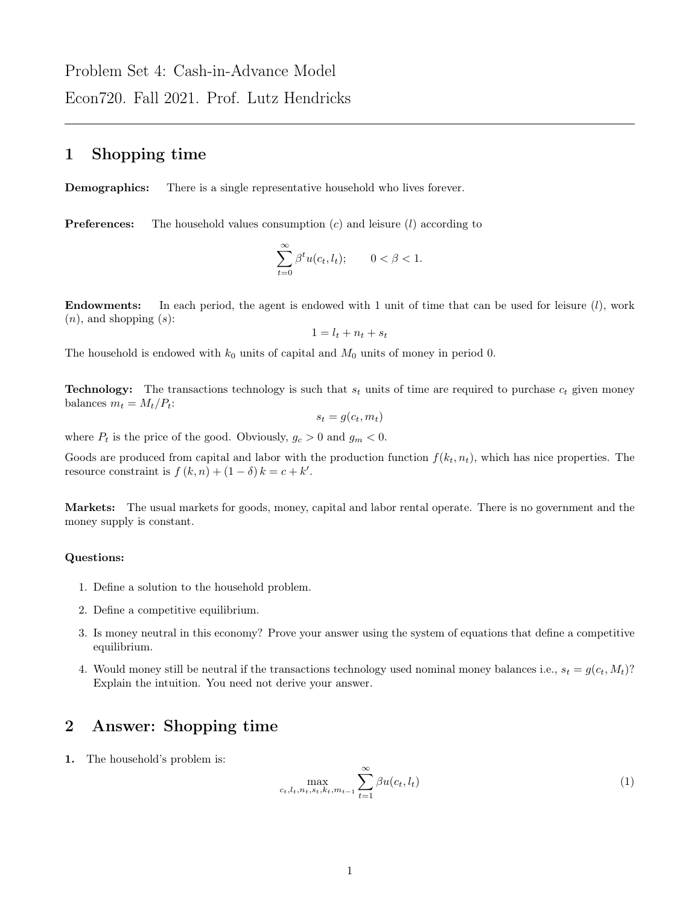Problem Set 4: Cash-in-Advance Model

Econ720. Fall 2021. Prof. Lutz Hendricks

---

# 1 Shopping time

**Demographics:** There is a single representative household who lives forever.

**Preferences:** The household values consumption ($c$) and leisure ($l$) according to

$$\sum_{t=0}^{\infty} \beta^t u(c_t, l_t); \qquad 0 < \beta < 1.$$

**Endowments:** In each period, the agent is endowed with 1 unit of time that can be used for leisure ($l$), work ($n$), and shopping ($s$):

$$1 = l_t + n_t + s_t$$

The household is endowed with $k_0$ units of capital and $M_0$ units of money in period 0.

**Technology:** The transactions technology is such that $s_t$ units of time are required to purchase $c_t$ given money balances $m_t = M_t/P_t$:

$$s_t = g(c_t, m_t)$$

where $P_t$ is the price of the good. Obviously, $g_c > 0$ and $g_m < 0$.

Goods are produced from capital and labor with the production function $f(k_t, n_t)$, which has nice properties. The resource constraint is $f(k, n) + (1 - \delta) k = c + k'$.

**Markets:** The usual markets for goods, money, capital and labor rental operate. There is no government and the money supply is constant.

**Questions:**

1. Define a solution to the household problem.
2. Define a competitive equilibrium.
3. Is money neutral in this economy? Prove your answer using the system of equations that define a competitive equilibrium.
4. Would money still be neutral if the transactions technology used nominal money balances i.e., $s_t = g(c_t, M_t)$? Explain the intuition. You need not derive your answer.

# 2 Answer: Shopping time

**1.** The household's problem is:

$$\max_{c_t, l_t, n_t, s_t, k_t, m_{t-1}} \sum_{t=1}^{\infty} \beta u(c_t, l_t) \tag{1}$$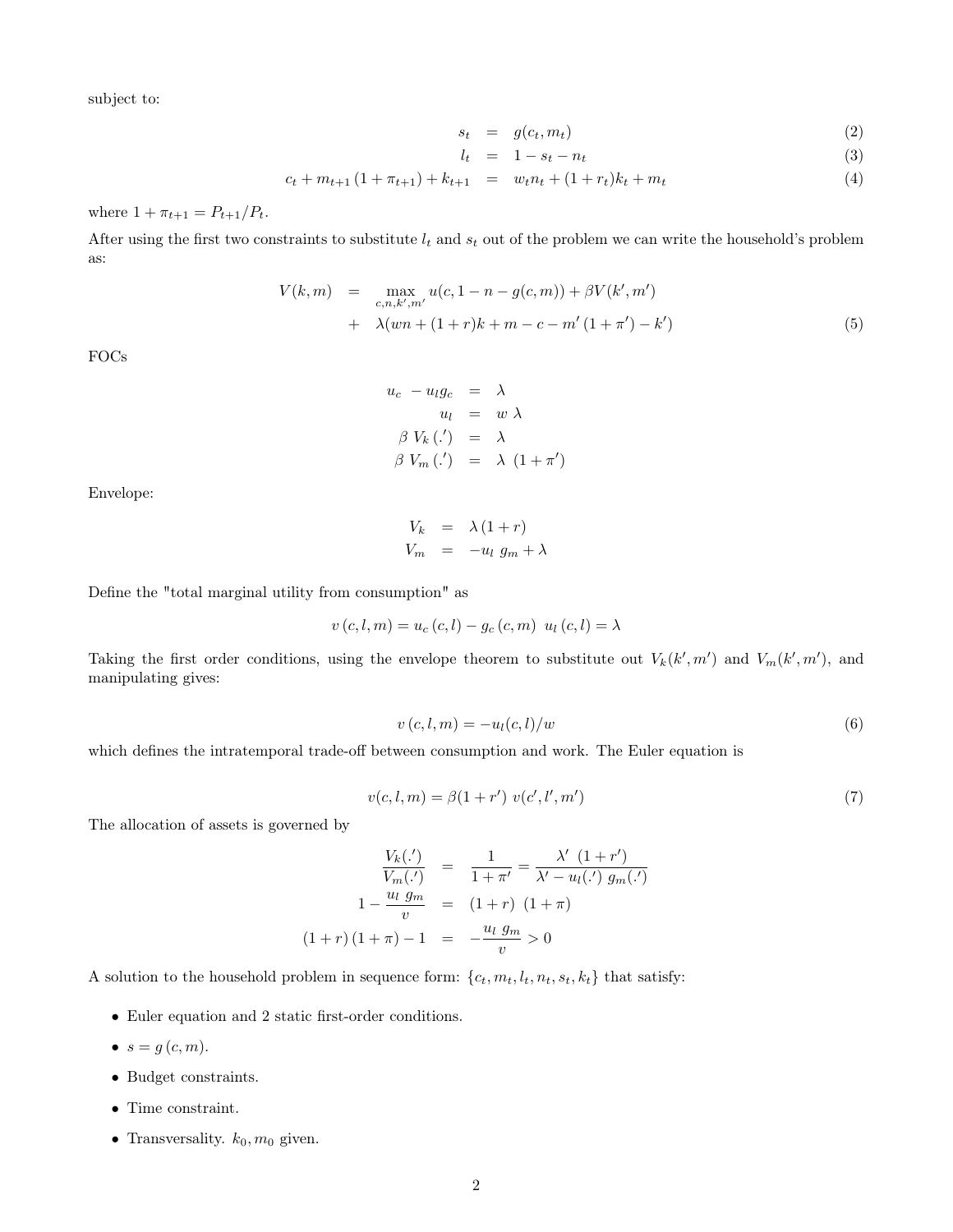subject to:

$$
\begin{aligned}
s_t &= g(c_t, m_t) && (2)\\
l_t &= 1 - s_t - n_t && (3)\\
c_t + m_{t+1}\left(1+\pi_{t+1}\right) + k_{t+1} &= w_t n_t + (1+r_t)k_t + m_t && (4)
\end{aligned}
$$

where $1+\pi_{t+1} = P_{t+1}/P_t$.

After using the first two constraints to substitute $l_t$ and $s_t$ out of the problem we can write the household's problem as:

$$
\begin{aligned}
V(k,m) &= \max_{c,n,k',m'} u(c, 1-n-g(c,m)) + \beta V(k',m') \\
&+ \lambda(wn + (1+r)k + m - c - m'\left(1+\pi'\right) - k') \qquad (5)
\end{aligned}
$$

FOCs

$$
\begin{aligned}
u_c - u_l g_c &= \lambda \\
u_l &= w\,\lambda \\
\beta\, V_k\left(.'\right) &= \lambda \\
\beta\, V_m\left(.'\right) &= \lambda\,\left(1+\pi'\right)
\end{aligned}
$$

Envelope:

$$
\begin{aligned}
V_k &= \lambda\left(1+r\right) \\
V_m &= -u_l\; g_m + \lambda
\end{aligned}
$$

Define the "total marginal utility from consumption" as

$$
v\left(c,l,m\right) = u_c\left(c,l\right) - g_c\left(c,m\right)\; u_l\left(c,l\right) = \lambda
$$

Taking the first order conditions, using the envelope theorem to substitute out $V_k(k',m')$ and $V_m(k',m')$, and manipulating gives:

$$
v\left(c,l,m\right) = -u_l(c,l)/w \qquad (6)
$$

which defines the intratemporal trade-off between consumption and work. The Euler equation is

$$
v(c,l,m) = \beta(1+r')\; v(c',l',m') \qquad (7)
$$

The allocation of assets is governed by

$$
\begin{aligned}
\frac{V_k(.')}{V_m(.')} &= \frac{1}{1+\pi'} = \frac{\lambda'\;(1+r')}{\lambda' - u_l(.')\; g_m(.')} \\
1 - \frac{u_l\; g_m}{v} &= (1+r)\;(1+\pi) \\
(1+r)\left(1+\pi\right) - 1 &= -\frac{u_l\; g_m}{v} > 0
\end{aligned}
$$

A solution to the household problem in sequence form: $\{c_t, m_t, l_t, n_t, s_t, k_t\}$ that satisfy:

- Euler equation and 2 static first-order conditions.
- $s = g\left(c, m\right)$.
- Budget constraints.
- Time constraint.
- Transversality. $k_0, m_0$ given.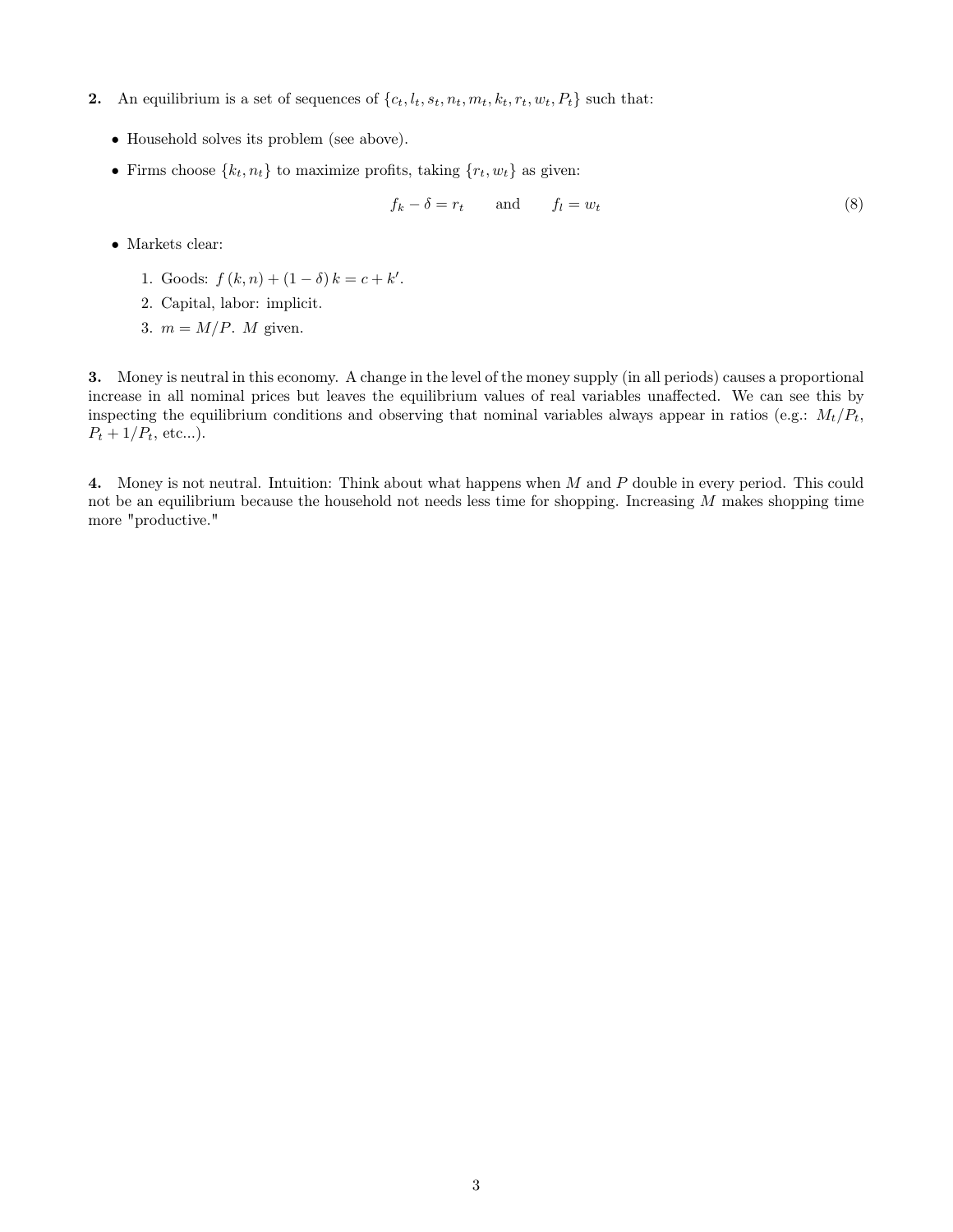**2.** An equilibrium is a set of sequences of $\{c_t, l_t, s_t, n_t, m_t, k_t, r_t, w_t, P_t\}$ such that:

- Household solves its problem (see above).
- Firms choose $\{k_t, n_t\}$ to maximize profits, taking $\{r_t, w_t\}$ as given:

$$f_k - \delta = r_t \qquad \text{and} \qquad f_l = w_t \tag{8}$$

- Markets clear:
  1. Goods: $f(k, n) + (1 - \delta) k = c + k'$.
  2. Capital, labor: implicit.
  3. $m = M/P$. $M$ given.

**3.** Money is neutral in this economy. A change in the level of the money supply (in all periods) causes a proportional increase in all nominal prices but leaves the equilibrium values of real variables unaffected. We can see this by inspecting the equilibrium conditions and observing that nominal variables always appear in ratios (e.g.: $M_t/P_t$, $P_t + 1/P_t$, etc...).

**4.** Money is not neutral. Intuition: Think about what happens when $M$ and $P$ double in every period. This could not be an equilibrium because the household not needs less time for shopping. Increasing $M$ makes shopping time more "productive."